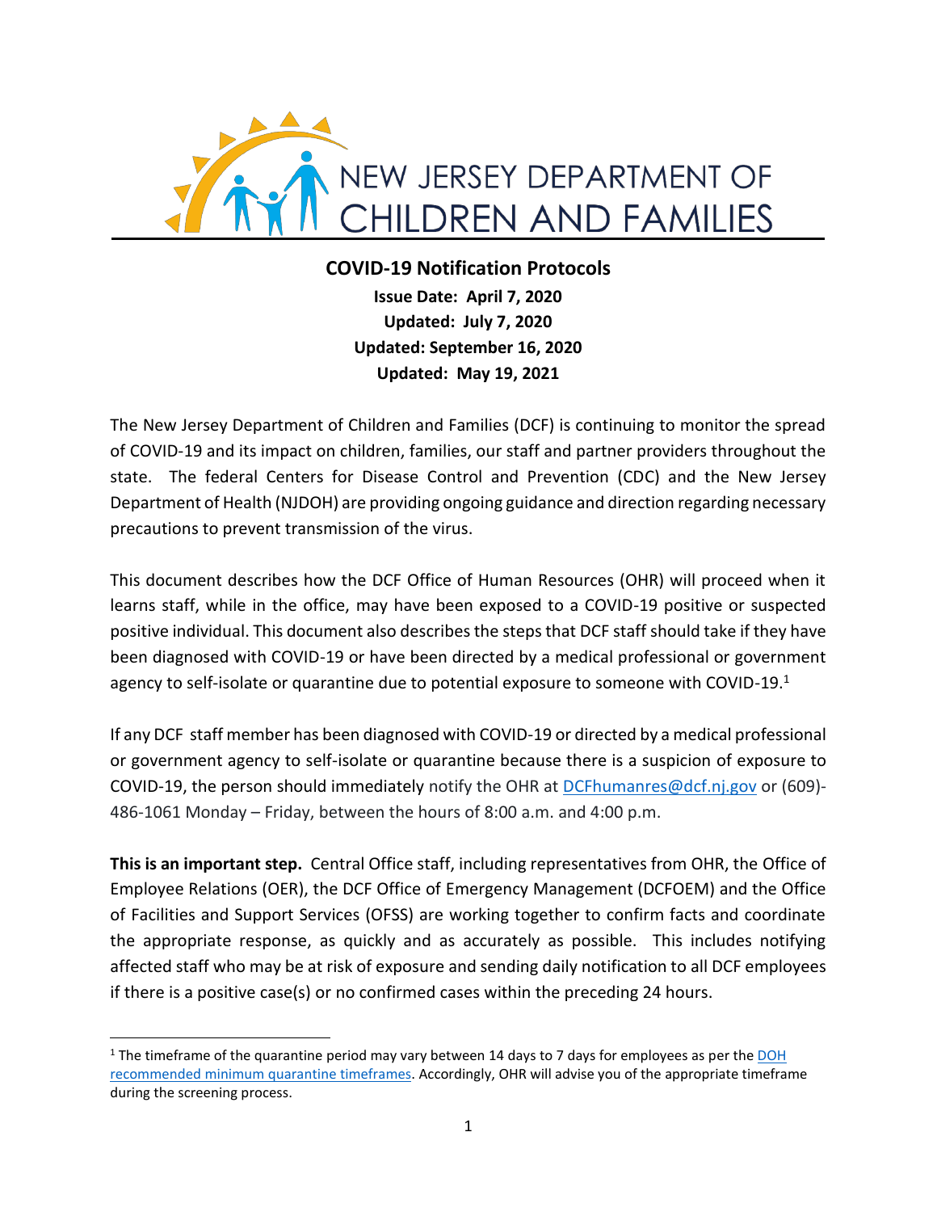NEW JERSEY DEPARTMENT OF CHILDREN AND FAMILIES

# COVID-19 Notification Protocols

**Issue Date: April 7, 2020**
**Updated: July 7, 2020**
**Updated: September 16, 2020**
**Updated: May 19, 2021**

The New Jersey Department of Children and Families (DCF) is continuing to monitor the spread of COVID-19 and its impact on children, families, our staff and partner providers throughout the state. The federal Centers for Disease Control and Prevention (CDC) and the New Jersey Department of Health (NJDOH) are providing ongoing guidance and direction regarding necessary precautions to prevent transmission of the virus.

This document describes how the DCF Office of Human Resources (OHR) will proceed when it learns staff, while in the office, may have been exposed to a COVID-19 positive or suspected positive individual. This document also describes the steps that DCF staff should take if they have been diagnosed with COVID-19 or have been directed by a medical professional or government agency to self-isolate or quarantine due to potential exposure to someone with COVID-19.[1]

If any DCF staff member has been diagnosed with COVID-19 or directed by a medical professional or government agency to self-isolate or quarantine because there is a suspicion of exposure to COVID-19, the person should immediately notify the OHR at [DCFhumanres@dcf.nj.gov](mailto:DCFhumanres@dcf.nj.gov) or (609)-486-1061 Monday – Friday, between the hours of 8:00 a.m. and 4:00 p.m.

**This is an important step.** Central Office staff, including representatives from OHR, the Office of Employee Relations (OER), the DCF Office of Emergency Management (DCFOEM) and the Office of Facilities and Support Services (OFSS) are working together to confirm facts and coordinate the appropriate response, as quickly and as accurately as possible. This includes notifying affected staff who may be at risk of exposure and sending daily notification to all DCF employees if there is a positive case(s) or no confirmed cases within the preceding 24 hours.

---

[1] The timeframe of the quarantine period may vary between 14 days to 7 days for employees as per the DOH recommended minimum quarantine timeframes. Accordingly, OHR will advise you of the appropriate timeframe during the screening process.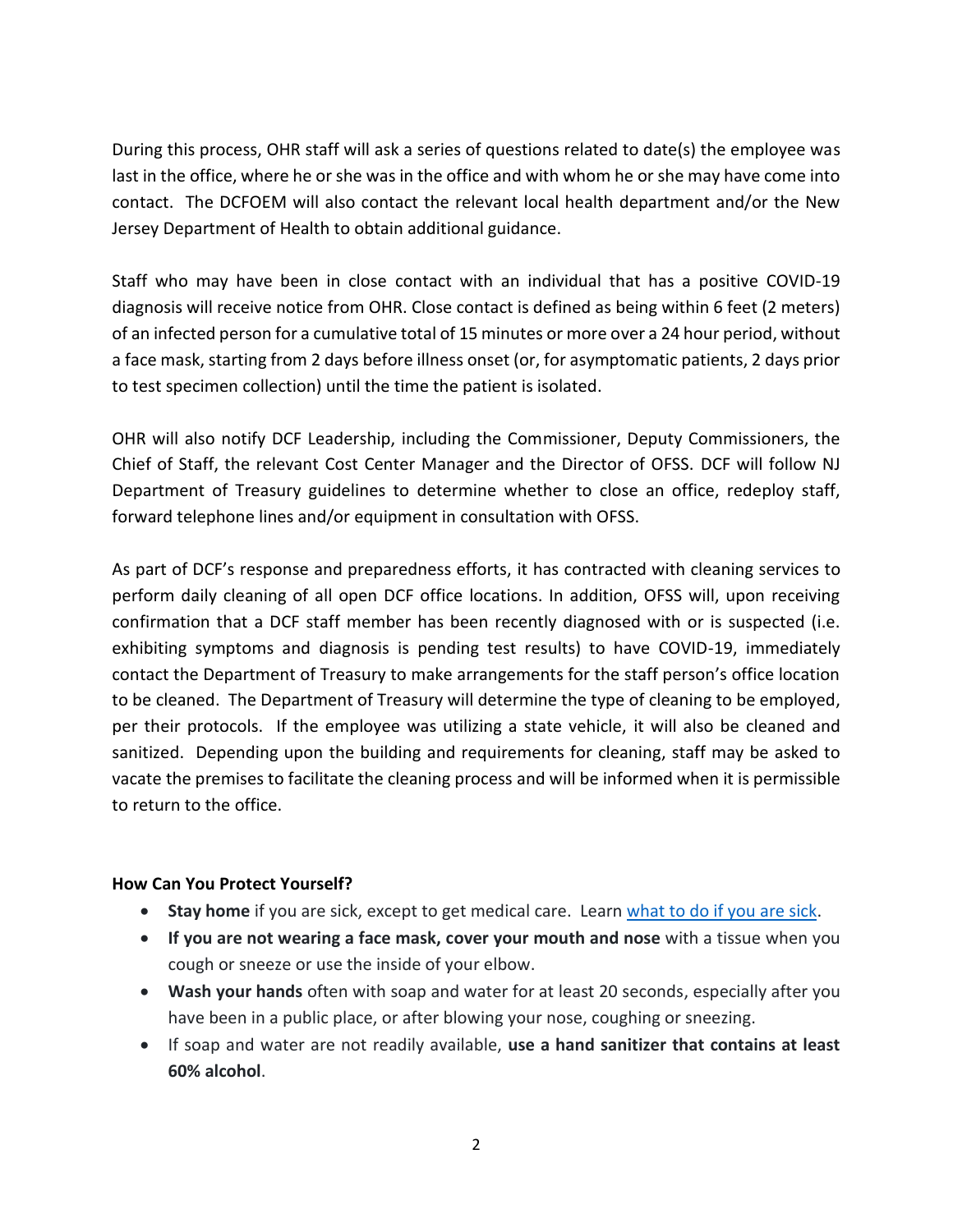During this process, OHR staff will ask a series of questions related to date(s) the employee was last in the office, where he or she was in the office and with whom he or she may have come into contact. The DCFOEM will also contact the relevant local health department and/or the New Jersey Department of Health to obtain additional guidance.

Staff who may have been in close contact with an individual that has a positive COVID-19 diagnosis will receive notice from OHR. Close contact is defined as being within 6 feet (2 meters) of an infected person for a cumulative total of 15 minutes or more over a 24 hour period, without a face mask, starting from 2 days before illness onset (or, for asymptomatic patients, 2 days prior to test specimen collection) until the time the patient is isolated.

OHR will also notify DCF Leadership, including the Commissioner, Deputy Commissioners, the Chief of Staff, the relevant Cost Center Manager and the Director of OFSS. DCF will follow NJ Department of Treasury guidelines to determine whether to close an office, redeploy staff, forward telephone lines and/or equipment in consultation with OFSS.

As part of DCF's response and preparedness efforts, it has contracted with cleaning services to perform daily cleaning of all open DCF office locations. In addition, OFSS will, upon receiving confirmation that a DCF staff member has been recently diagnosed with or is suspected (i.e. exhibiting symptoms and diagnosis is pending test results) to have COVID-19, immediately contact the Department of Treasury to make arrangements for the staff person's office location to be cleaned. The Department of Treasury will determine the type of cleaning to be employed, per their protocols. If the employee was utilizing a state vehicle, it will also be cleaned and sanitized. Depending upon the building and requirements for cleaning, staff may be asked to vacate the premises to facilitate the cleaning process and will be informed when it is permissible to return to the office.

**How Can You Protect Yourself?**

- **Stay home** if you are sick, except to get medical care. Learn [what to do if you are sick](#).
- **If you are not wearing a face mask, cover your mouth and nose** with a tissue when you cough or sneeze or use the inside of your elbow.
- **Wash your hands** often with soap and water for at least 20 seconds, especially after you have been in a public place, or after blowing your nose, coughing or sneezing.
- If soap and water are not readily available, **use a hand sanitizer that contains at least 60% alcohol**.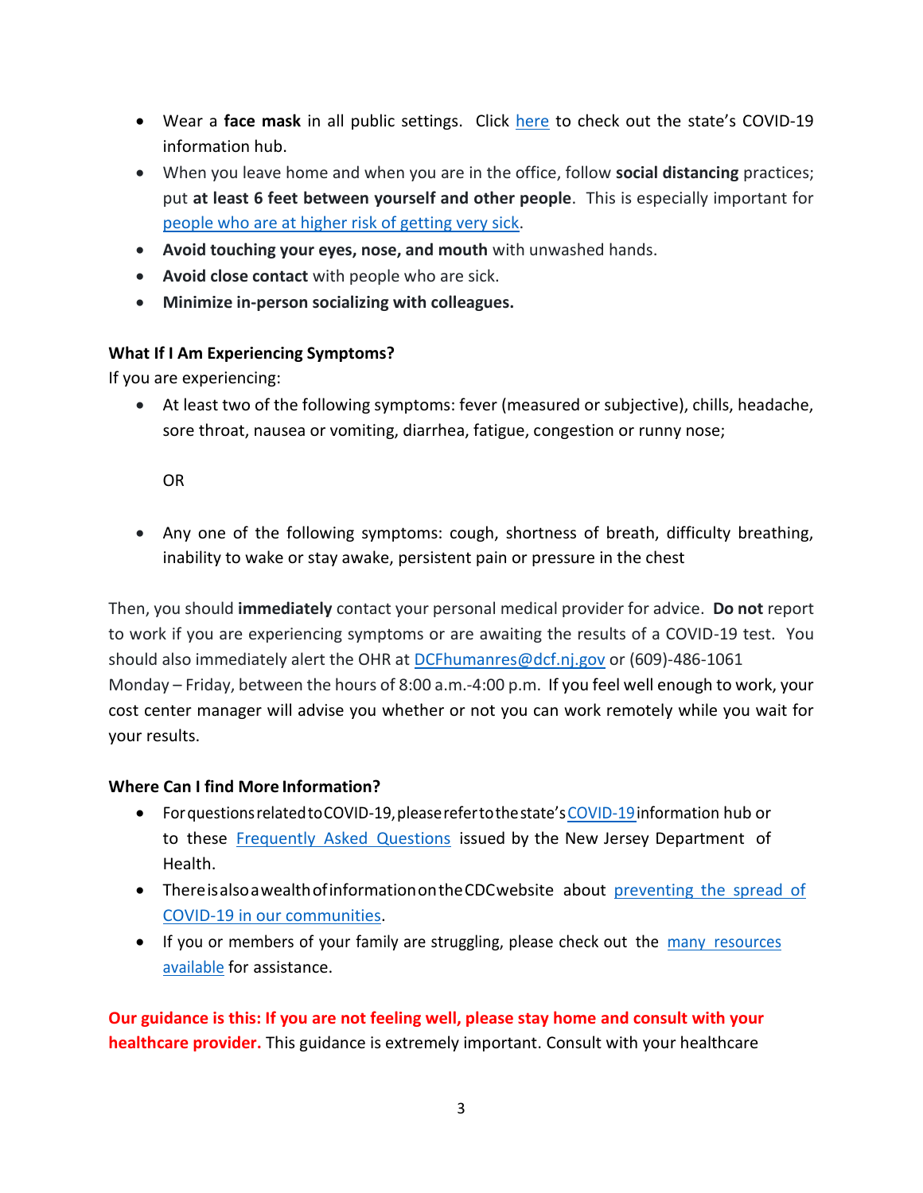- Wear a **face mask** in all public settings. Click here to check out the state's COVID-19 information hub.
- When you leave home and when you are in the office, follow **social distancing** practices; put **at least 6 feet between yourself and other people**. This is especially important for people who are at higher risk of getting very sick.
- **Avoid touching your eyes, nose, and mouth** with unwashed hands.
- **Avoid close contact** with people who are sick.
- **Minimize in-person socializing with colleagues.**

**What If I Am Experiencing Symptoms?**

If you are experiencing:

- At least two of the following symptoms: fever (measured or subjective), chills, headache, sore throat, nausea or vomiting, diarrhea, fatigue, congestion or runny nose;

  OR

- Any one of the following symptoms: cough, shortness of breath, difficulty breathing, inability to wake or stay awake, persistent pain or pressure in the chest

Then, you should **immediately** contact your personal medical provider for advice. **Do not** report to work if you are experiencing symptoms or are awaiting the results of a COVID-19 test. You should also immediately alert the OHR at DCFhumanres@dcf.nj.gov or (609)-486-1061 Monday – Friday, between the hours of 8:00 a.m.-4:00 p.m. If you feel well enough to work, your cost center manager will advise you whether or not you can work remotely while you wait for your results.

**Where Can I find More Information?**

- For questions related to COVID-19, please refer to the state's COVID-19 information hub or to these Frequently Asked Questions issued by the New Jersey Department of Health.
- There is also a wealth of information on the CDC website about preventing the spread of COVID-19 in our communities.
- If you or members of your family are struggling, please check out the many resources available for assistance.

**Our guidance is this: If you are not feeling well, please stay home and consult with your healthcare provider.** This guidance is extremely important. Consult with your healthcare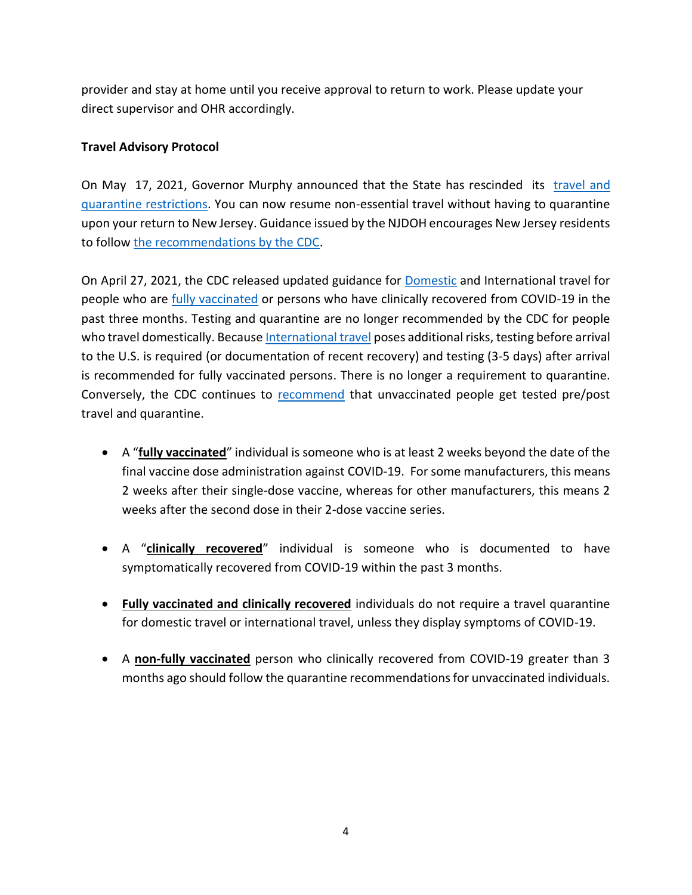provider and stay at home until you receive approval to return to work. Please update your direct supervisor and OHR accordingly.

**Travel Advisory Protocol**

On May 17, 2021, Governor Murphy announced that the State has rescinded its travel and quarantine restrictions. You can now resume non-essential travel without having to quarantine upon your return to New Jersey. Guidance issued by the NJDOH encourages New Jersey residents to follow the recommendations by the CDC.

On April 27, 2021, the CDC released updated guidance for Domestic and International travel for people who are fully vaccinated or persons who have clinically recovered from COVID-19 in the past three months. Testing and quarantine are no longer recommended by the CDC for people who travel domestically. Because International travel poses additional risks, testing before arrival to the U.S. is required (or documentation of recent recovery) and testing (3-5 days) after arrival is recommended for fully vaccinated persons. There is no longer a requirement to quarantine. Conversely, the CDC continues to recommend that unvaccinated people get tested pre/post travel and quarantine.

- A "**fully vaccinated**" individual is someone who is at least 2 weeks beyond the date of the final vaccine dose administration against COVID-19. For some manufacturers, this means 2 weeks after their single-dose vaccine, whereas for other manufacturers, this means 2 weeks after the second dose in their 2-dose vaccine series.

- A "**clinically recovered**" individual is someone who is documented to have symptomatically recovered from COVID-19 within the past 3 months.

- **Fully vaccinated and clinically recovered** individuals do not require a travel quarantine for domestic travel or international travel, unless they display symptoms of COVID-19.

- A **non-fully vaccinated** person who clinically recovered from COVID-19 greater than 3 months ago should follow the quarantine recommendations for unvaccinated individuals.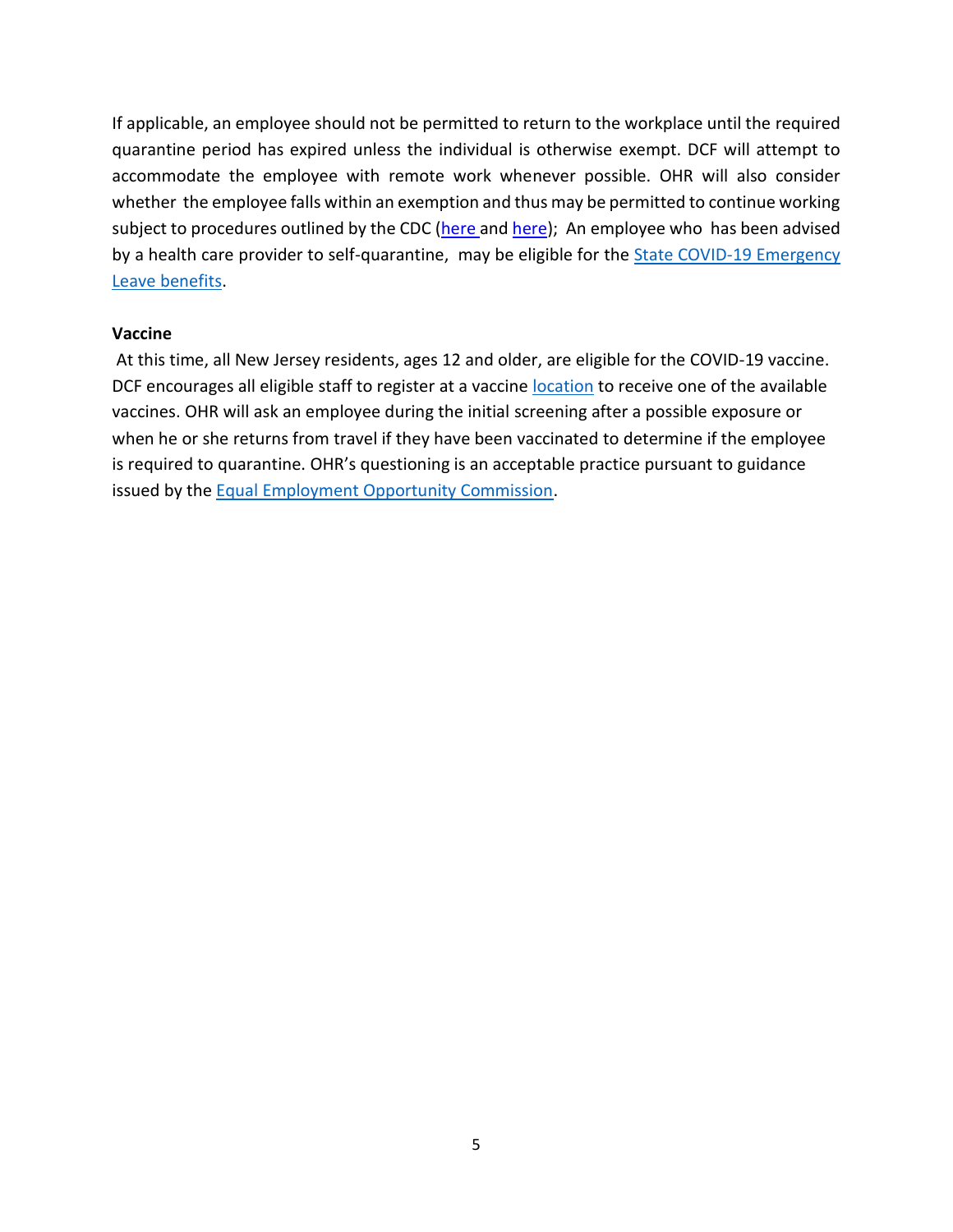If applicable, an employee should not be permitted to return to the workplace until the required quarantine period has expired unless the individual is otherwise exempt. DCF will attempt to accommodate the employee with remote work whenever possible. OHR will also consider whether the employee falls within an exemption and thus may be permitted to continue working subject to procedures outlined by the CDC (here and here); An employee who has been advised by a health care provider to self-quarantine, may be eligible for the State COVID-19 Emergency Leave benefits.

**Vaccine**

At this time, all New Jersey residents, ages 12 and older, are eligible for the COVID-19 vaccine. DCF encourages all eligible staff to register at a vaccine location to receive one of the available vaccines. OHR will ask an employee during the initial screening after a possible exposure or when he or she returns from travel if they have been vaccinated to determine if the employee is required to quarantine. OHR's questioning is an acceptable practice pursuant to guidance issued by the Equal Employment Opportunity Commission.